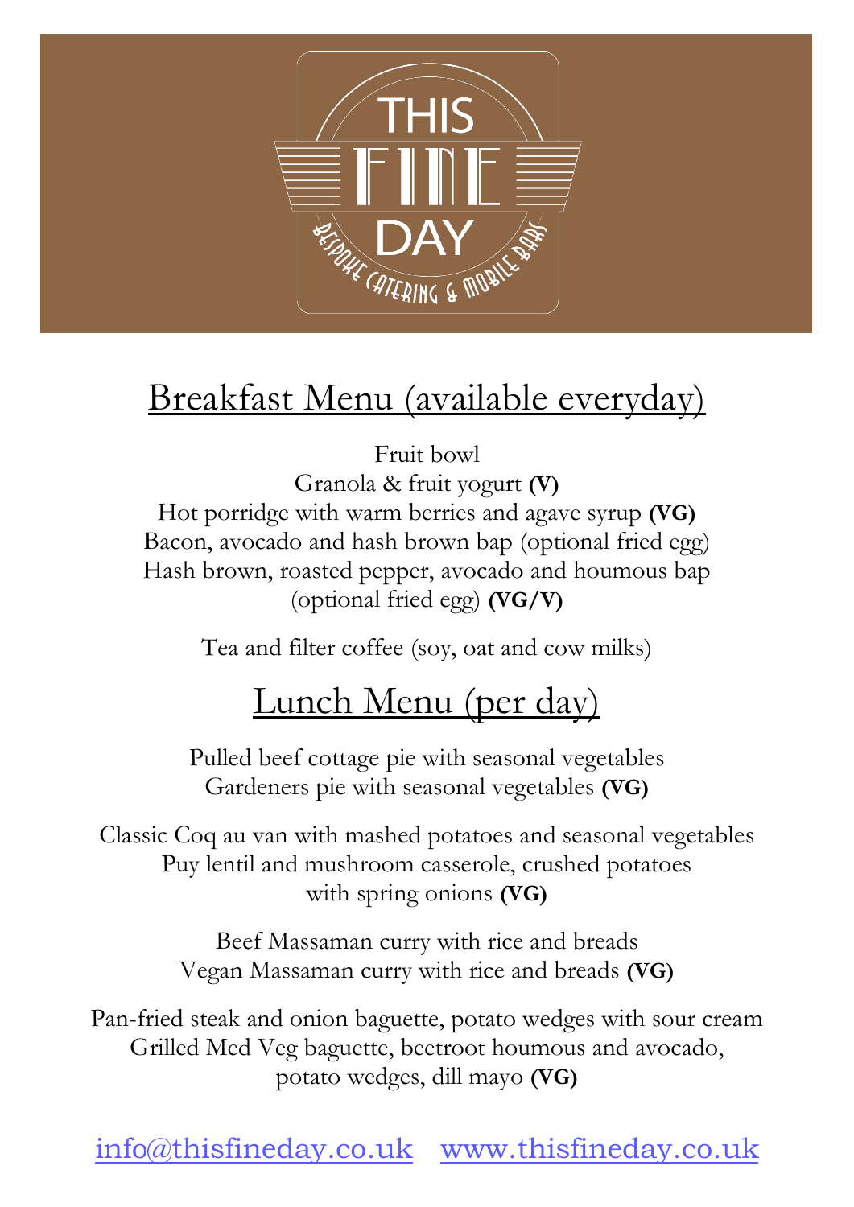THIS FINE DAY

BESPOKE CATERING & MOBILE BARS

## Breakfast Menu (available everyday)

Fruit bowl
Granola & fruit yogurt **(V)**
Hot porridge with warm berries and agave syrup **(VG)**
Bacon, avocado and hash brown bap (optional fried egg)
Hash brown, roasted pepper, avocado and houmous bap (optional fried egg) **(VG/V)**

Tea and filter coffee (soy, oat and cow milks)

## Lunch Menu (per day)

Pulled beef cottage pie with seasonal vegetables
Gardeners pie with seasonal vegetables **(VG)**

Classic Coq au van with mashed potatoes and seasonal vegetables
Puy lentil and mushroom casserole, crushed potatoes with spring onions **(VG)**

Beef Massaman curry with rice and breads
Vegan Massaman curry with rice and breads **(VG)**

Pan-fried steak and onion baguette, potato wedges with sour cream
Grilled Med Veg baguette, beetroot houmous and avocado, potato wedges, dill mayo **(VG)**

info@thisfineday.co.uk www.thisfineday.co.uk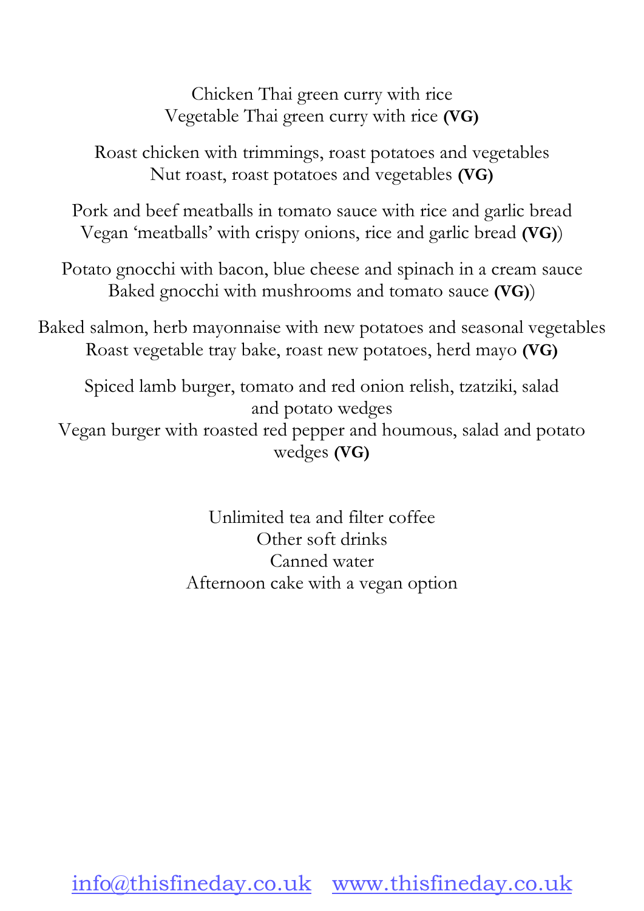Chicken Thai green curry with rice
Vegetable Thai green curry with rice **(VG)**

Roast chicken with trimmings, roast potatoes and vegetables
Nut roast, roast potatoes and vegetables **(VG)**

Pork and beef meatballs in tomato sauce with rice and garlic bread
Vegan 'meatballs' with crispy onions, rice and garlic bread **(VG)**)

Potato gnocchi with bacon, blue cheese and spinach in a cream sauce
Baked gnocchi with mushrooms and tomato sauce **(VG)**)

Baked salmon, herb mayonnaise with new potatoes and seasonal vegetables
Roast vegetable tray bake, roast new potatoes, herd mayo **(VG)**

Spiced lamb burger, tomato and red onion relish, tzatziki, salad and potato wedges
Vegan burger with roasted red pepper and houmous, salad and potato wedges **(VG)**

Unlimited tea and filter coffee
Other soft drinks
Canned water
Afternoon cake with a vegan option

info@thisfineday.co.uk www.thisfineday.co.uk